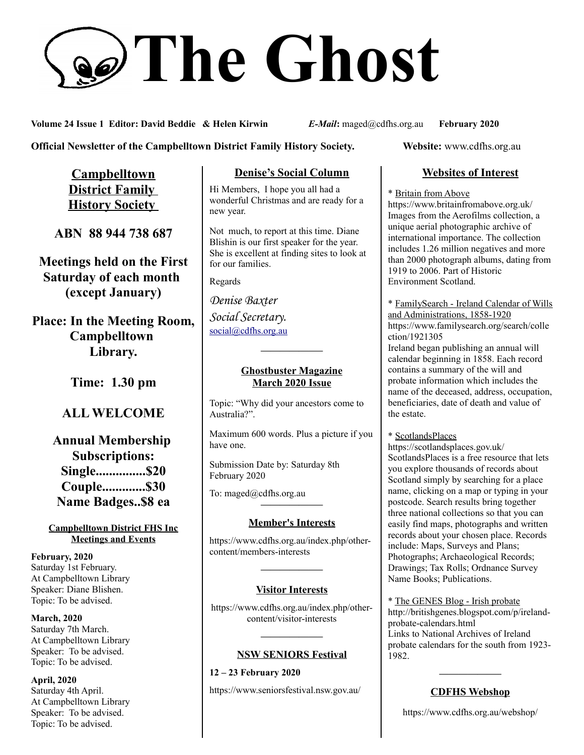# The Ghost

**Volume 24 Issue 1 Editor: David Beddie & Helen Kirwin** ***E-Mail*****:** maged@cdfhs.org.au **February 2020**

**Official Newsletter of the Campbelltown District Family History Society.** **Website:** www.cdfhs.org.au

## Campbelltown District Family History Society

**ABN 88 944 738 687**

**Meetings held on the First Saturday of each month (except January)**

**Place: In the Meeting Room, Campbelltown Library.**

**Time: 1.30 pm**

**ALL WELCOME**

**Annual Membership Subscriptions:**
**Single...............$20**
**Couple.............$30**
**Name Badges..$8 ea**

### Campbelltown District FHS Inc Meetings and Events

**February, 2020**
Saturday 1st February.
At Campbelltown Library
Speaker: Diane Blishen.
Topic: To be advised.

**March, 2020**
Saturday 7th March.
At Campbelltown Library
Speaker: To be advised.
Topic: To be advised.

**April, 2020**
Saturday 4th April.
At Campbelltown Library
Speaker: To be advised.
Topic: To be advised.

## Denise's Social Column

Hi Members, I hope you all had a wonderful Christmas and are ready for a new year.

Not much, to report at this time. Diane Blishin is our first speaker for the year. She is excellent at finding sites to look at for our families.

Regards

*Denise Baxter*
*Social Secretary.*
social@cdfhs.org.au

---

### Ghostbuster Magazine March 2020 Issue

Topic: "Why did your ancestors come to Australia?".

Maximum 600 words. Plus a picture if you have one.

Submission Date by: Saturday 8th February 2020

To: maged@cdfhs.org.au

---

### Member's Interests

https://www.cdfhs.org.au/index.php/other-content/members-interests

---

### Visitor Interests

https://www.cdfhs.org.au/index.php/other-content/visitor-interests

---

### NSW SENIORS Festival

**12 – 23 February 2020**

https://www.seniorsfestival.nsw.gov.au/

## Websites of Interest

\* Britain from Above
https://www.britainfromabove.org.uk/
Images from the Aerofilms collection, a unique aerial photographic archive of international importance. The collection includes 1.26 million negatives and more than 2000 photograph albums, dating from 1919 to 2006. Part of Historic Environment Scotland.

\* FamilySearch - Ireland Calendar of Wills and Administrations, 1858-1920
https://www.familysearch.org/search/collection/1921305
Ireland began publishing an annual will calendar beginning in 1858. Each record contains a summary of the will and probate information which includes the name of the deceased, address, occupation, beneficiaries, date of death and value of the estate.

\* ScotlandsPlaces
https://scotlandsplaces.gov.uk/
ScotlandsPlaces is a free resource that lets you explore thousands of records about Scotland simply by searching for a place name, clicking on a map or typing in your postcode. Search results bring together three national collections so that you can easily find maps, photographs and written records about your chosen place. Records include: Maps, Surveys and Plans; Photographs; Archaeological Records; Drawings; Tax Rolls; Ordnance Survey Name Books; Publications.

\* The GENES Blog - Irish probate
http://britishgenes.blogspot.com/p/ireland-probate-calendars.html
Links to National Archives of Ireland probate calendars for the south from 1923-1982.

---

### CDFHS Webshop

https://www.cdfhs.org.au/webshop/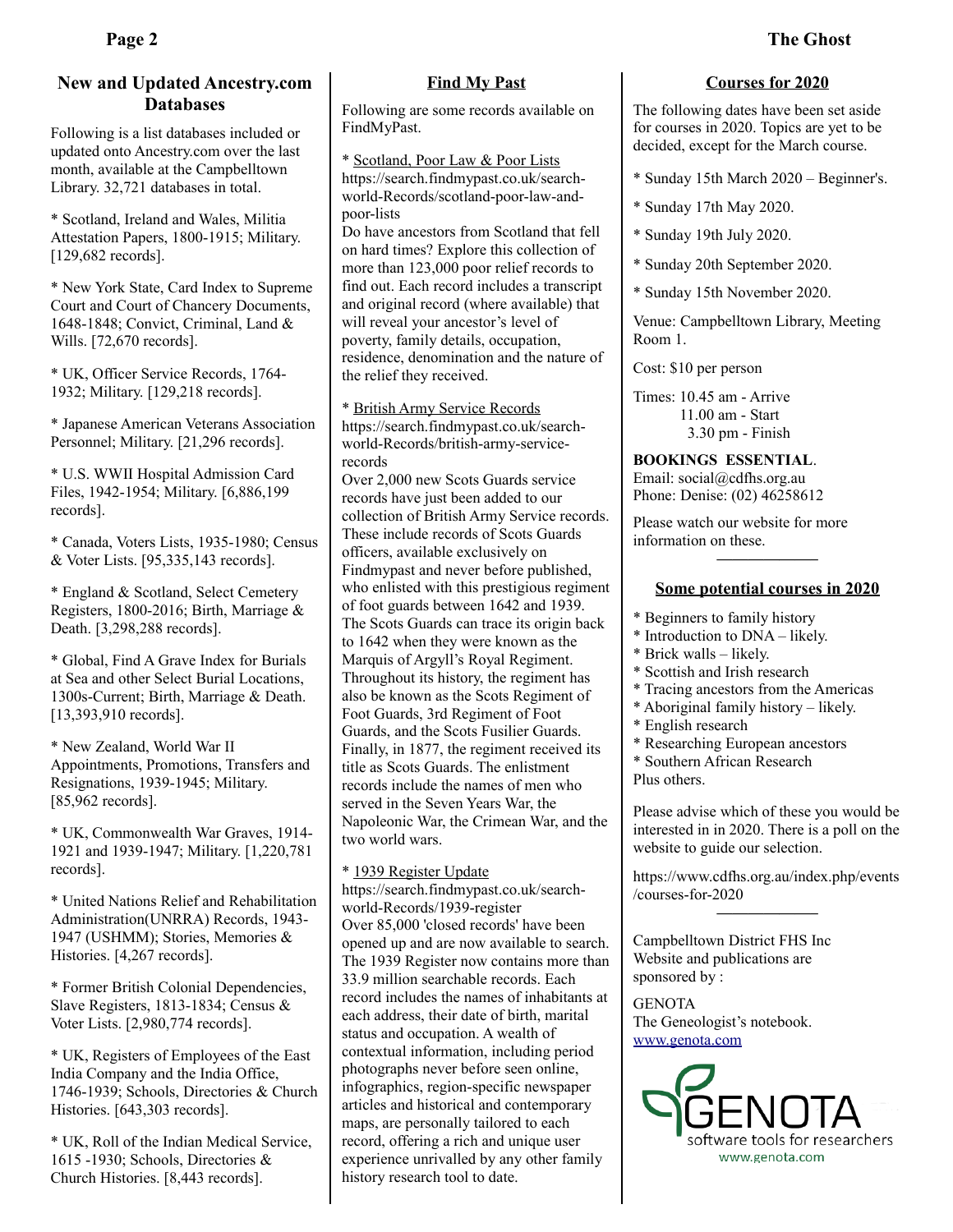## New and Updated Ancestry.com Databases

Following is a list databases included or updated onto Ancestry.com over the last month, available at the Campbelltown Library. 32,721 databases in total.

* Scotland, Ireland and Wales, Militia Attestation Papers, 1800-1915; Military. [129,682 records].

* New York State, Card Index to Supreme Court and Court of Chancery Documents, 1648-1848; Convict, Criminal, Land & Wills. [72,670 records].

* UK, Officer Service Records, 1764-1932; Military. [129,218 records].

* Japanese American Veterans Association Personnel; Military. [21,296 records].

* U.S. WWII Hospital Admission Card Files, 1942-1954; Military. [6,886,199 records].

* Canada, Voters Lists, 1935-1980; Census & Voter Lists. [95,335,143 records].

* England & Scotland, Select Cemetery Registers, 1800-2016; Birth, Marriage & Death. [3,298,288 records].

* Global, Find A Grave Index for Burials at Sea and other Select Burial Locations, 1300s-Current; Birth, Marriage & Death. [13,393,910 records].

* New Zealand, World War II Appointments, Promotions, Transfers and Resignations, 1939-1945; Military. [85,962 records].

* UK, Commonwealth War Graves, 1914-1921 and 1939-1947; Military. [1,220,781 records].

* United Nations Relief and Rehabilitation Administration(UNRRA) Records, 1943-1947 (USHMM); Stories, Memories & Histories. [4,267 records].

* Former British Colonial Dependencies, Slave Registers, 1813-1834; Census & Voter Lists. [2,980,774 records].

* UK, Registers of Employees of the East India Company and the India Office, 1746-1939; Schools, Directories & Church Histories. [643,303 records].

* UK, Roll of the Indian Medical Service, 1615 -1930; Schools, Directories & Church Histories. [8,443 records].

## Find My Past

Following are some records available on FindMyPast.

* Scotland, Poor Law & Poor Lists
https://search.findmypast.co.uk/search-world-Records/scotland-poor-law-and-poor-lists
Do have ancestors from Scotland that fell on hard times? Explore this collection of more than 123,000 poor relief records to find out. Each record includes a transcript and original record (where available) that will reveal your ancestor's level of poverty, family details, occupation, residence, denomination and the nature of the relief they received.

* British Army Service Records
https://search.findmypast.co.uk/search-world-Records/british-army-service-records
Over 2,000 new Scots Guards service records have just been added to our collection of British Army Service records. These include records of Scots Guards officers, available exclusively on Findmypast and never before published, who enlisted with this prestigious regiment of foot guards between 1642 and 1939. The Scots Guards can trace its origin back to 1642 when they were known as the Marquis of Argyll's Royal Regiment. Throughout its history, the regiment has also be known as the Scots Regiment of Foot Guards, 3rd Regiment of Foot Guards, and the Scots Fusilier Guards. Finally, in 1877, the regiment received its title as Scots Guards. The enlistment records include the names of men who served in the Seven Years War, the Napoleonic War, the Crimean War, and the two world wars.

* 1939 Register Update
https://search.findmypast.co.uk/search-world-Records/1939-register
Over 85,000 'closed records' have been opened up and are now available to search. The 1939 Register now contains more than 33.9 million searchable records. Each record includes the names of inhabitants at each address, their date of birth, marital status and occupation. A wealth of contextual information, including period photographs never before seen online, infographics, region-specific newspaper articles and historical and contemporary maps, are personally tailored to each record, offering a rich and unique user experience unrivalled by any other family history research tool to date.

## Courses for 2020

The following dates have been set aside for courses in 2020. Topics are yet to be decided, except for the March course.

* Sunday 15th March 2020 – Beginner's.

* Sunday 17th May 2020.

* Sunday 19th July 2020.

* Sunday 20th September 2020.

* Sunday 15th November 2020.

Venue: Campbelltown Library, Meeting Room 1.

Cost: $10 per person

Times: 10.45 am - Arrive
11.00 am - Start
3.30 pm - Finish

**BOOKINGS ESSENTIAL**.
Email: social@cdfhs.org.au
Phone: Denise: (02) 46258612

Please watch our website for more information on these.

## Some potential courses in 2020

* Beginners to family history
* Introduction to DNA – likely.
* Brick walls – likely.
* Scottish and Irish research
* Tracing ancestors from the Americas
* Aboriginal family history – likely.
* English research
* Researching European ancestors
* Southern African Research
Plus others.

Please advise which of these you would be interested in in 2020. There is a poll on the website to guide our selection.

https://www.cdfhs.org.au/index.php/events/courses-for-2020

Campbelltown District FHS Inc
Website and publications are sponsored by :

GENOTA
The Geneologist's notebook.
www.genota.com

GENOTA
software tools for researchers
www.genota.com